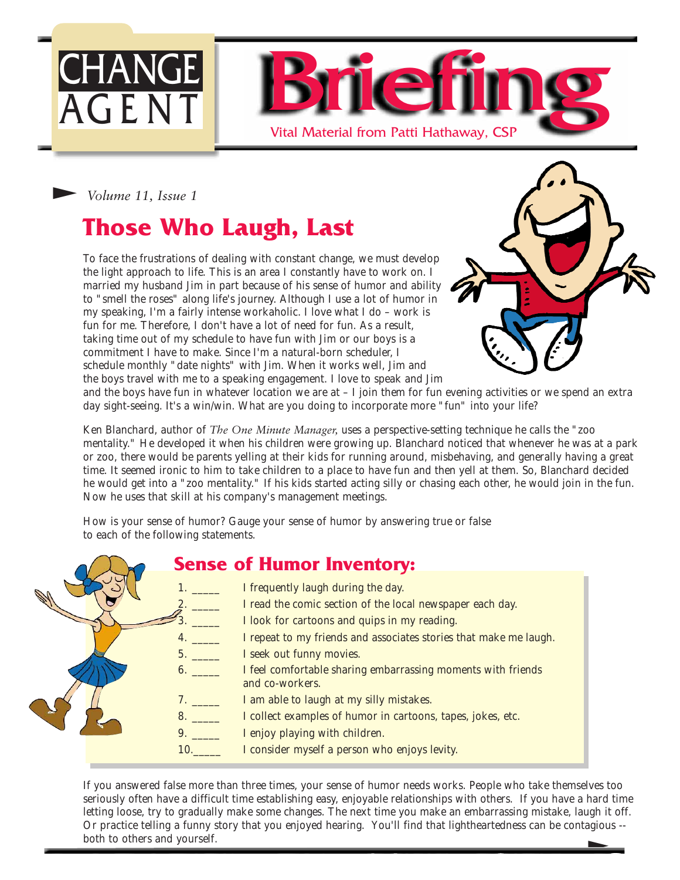# CHANGE AGENT Briefing

Vital Material from Patti Hathaway, CSP

*Volume 11, Issue 1*

## Those Who Laugh, Last

To face the frustrations of dealing with constant change, we must develop the light approach to life. This is an area I constantly have to work on. I married my husband Jim in part because of his sense of humor and ability to "smell the roses" along life's journey. Although I use a lot of humor in my speaking, I'm a fairly intense workaholic. I love what I do – work is fun for me. Therefore, I don't have a lot of need for fun. As a result, taking time out of my schedule to have fun with Jim or our boys is a commitment I have to make. Since I'm a natural-born scheduler, I schedule monthly "date nights" with Jim. When it works well, Jim and the boys travel with me to a speaking engagement. I love to speak and Jim and the boys have fun in whatever location we are at – I join them for fun evening activities or we spend an extra day sight-seeing. It's a win/win. What are you doing to incorporate more "fun" into your life?

Ken Blanchard, author of *The One Minute Manager*, uses a perspective-setting technique he calls the "zoo mentality." He developed it when his children were growing up. Blanchard noticed that whenever he was at a park or zoo, there would be parents yelling at their kids for running around, misbehaving, and generally having a great time. It seemed ironic to him to take children to a place to have fun and then yell at them. So, Blanchard decided he would get into a "zoo mentality." If his kids started acting silly or chasing each other, he would join in the fun. Now he uses that skill at his company's management meetings.

How is your sense of humor? Gauge your sense of humor by answering true or false to each of the following statements.

### Sense of Humor Inventory:

1. _____ I frequently laugh during the day.
2. _____ I read the comic section of the local newspaper each day.
3. _____ I look for cartoons and quips in my reading.
4. _____ I repeat to my friends and associates stories that make me laugh.
5. _____ I seek out funny movies.
6. _____ I feel comfortable sharing embarrassing moments with friends and co-workers.
7. _____ I am able to laugh at my silly mistakes.
8. _____ I collect examples of humor in cartoons, tapes, jokes, etc.
9. _____ I enjoy playing with children.
10. _____ I consider myself a person who enjoys levity.

If you answered false more than three times, your sense of humor needs works. People who take themselves too seriously often have a difficult time establishing easy, enjoyable relationships with others. If you have a hard time letting loose, try to gradually make some changes. The next time you make an embarrassing mistake, laugh it off. Or practice telling a funny story that you enjoyed hearing. You'll find that lightheartedness can be contagious -- both to others and yourself.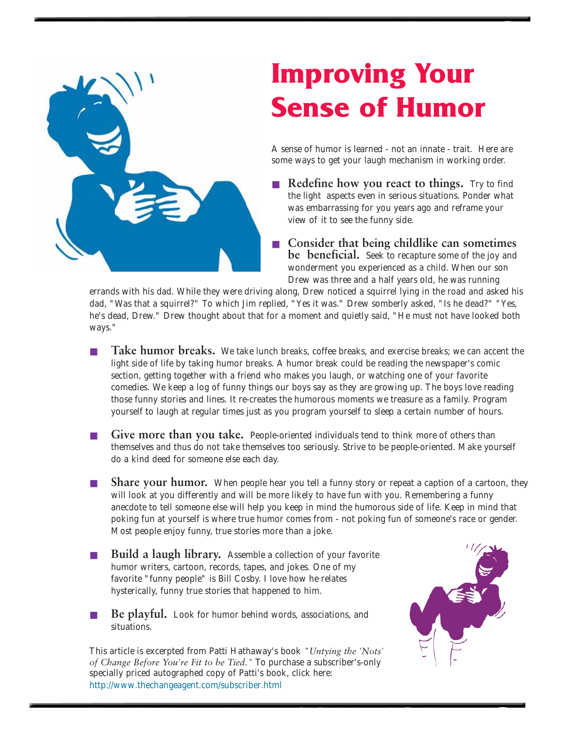# Improving Your Sense of Humor

A sense of humor is learned - not an innate - trait. Here are some ways to get your laugh mechanism in working order.

- **Redefine how you react to things.** Try to find the light aspects even in serious situations. Ponder what was embarrassing for you years ago and reframe your view of it to see the funny side.

- **Consider that being childlike can sometimes be beneficial.** Seek to recapture some of the joy and wonderment you experienced as a child. When our son Drew was three and a half years old, he was running errands with his dad. While they were driving along, Drew noticed a squirrel lying in the road and asked his dad, "Was that a squirrel?" To which Jim replied, "Yes it was." Drew somberly asked, "Is he dead?" "Yes, he's dead, Drew." Drew thought about that for a moment and quietly said, "He must not have looked both ways."

- **Take humor breaks.** We take lunch breaks, coffee breaks, and exercise breaks; we can accent the light side of life by taking humor breaks. A humor break could be reading the newspaper's comic section, getting together with a friend who makes you laugh, or watching one of your favorite comedies. We keep a log of funny things our boys say as they are growing up. The boys love reading those funny stories and lines. It re-creates the humorous moments we treasure as a family. Program yourself to laugh at regular times just as you program yourself to sleep a certain number of hours.

- **Give more than you take.** People-oriented individuals tend to think more of others than themselves and thus do not take themselves too seriously. Strive to be people-oriented. Make yourself do a kind deed for someone else each day.

- **Share your humor.** When people hear you tell a funny story or repeat a caption of a cartoon, they will look at you differently and will be more likely to have fun with you. Remembering a funny anecdote to tell someone else will help you keep in mind the humorous side of life. Keep in mind that poking fun at yourself is where true humor comes from - not poking fun of someone's race or gender. Most people enjoy funny, true stories more than a joke.

- **Build a laugh library.** Assemble a collection of your favorite humor writers, cartoon, records, tapes, and jokes. One of my favorite "funny people" is Bill Cosby. I love how he relates hysterically, funny true stories that happened to him.

- **Be playful.** Look for humor behind words, associations, and situations.

This article is excerpted from Patti Hathaway's book "*Untying the 'Nots' of Change Before You're Fit to be Tied.*" To purchase a subscriber's-only specially priced autographed copy of Patti's book, click here: http://www.thechangeagent.com/subscriber.html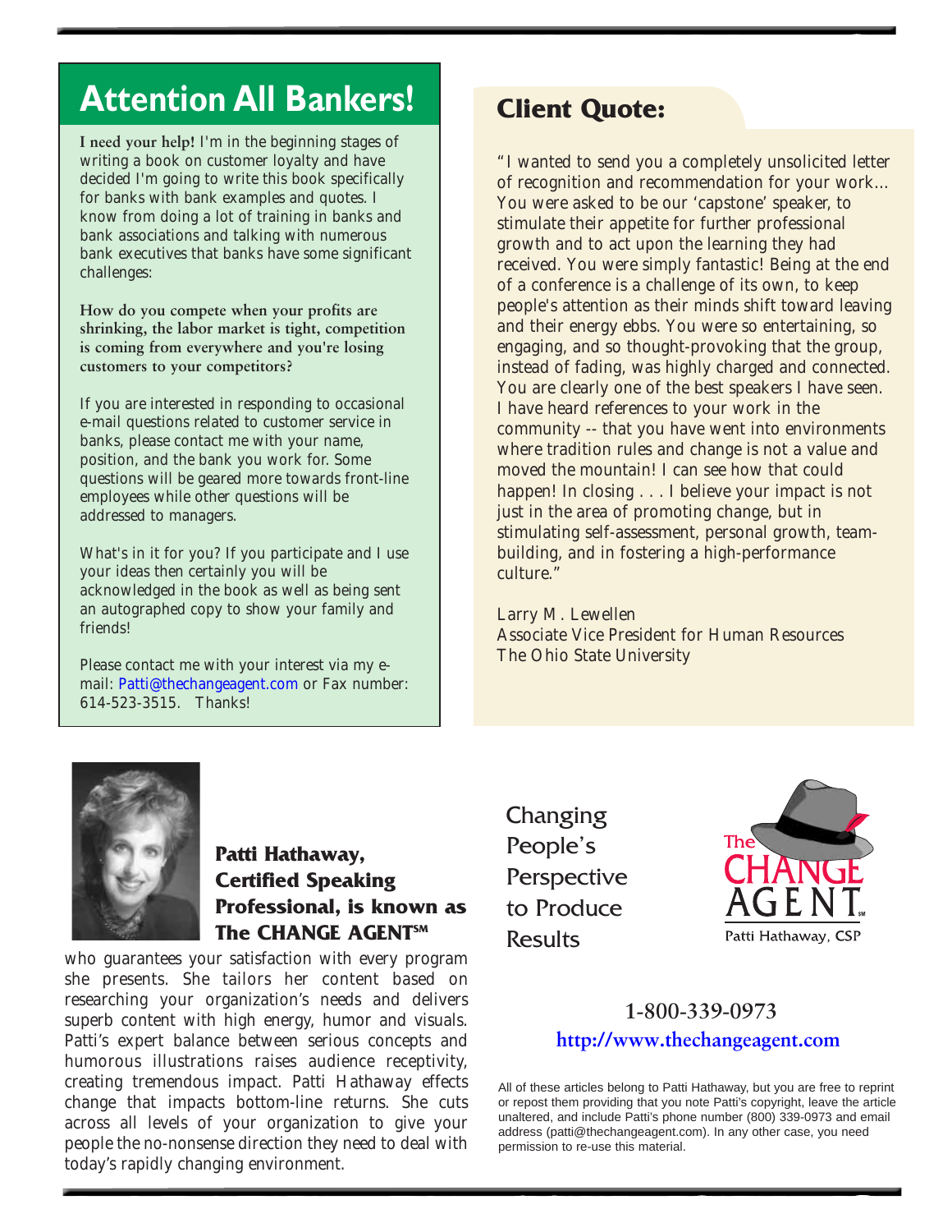## Attention All Bankers!

**I need your help!** I'm in the beginning stages of writing a book on customer loyalty and have decided I'm going to write this book specifically for banks with bank examples and quotes. I know from doing a lot of training in banks and bank associations and talking with numerous bank executives that banks have some significant challenges:

**How do you compete when your profits are shrinking, the labor market is tight, competition is coming from everywhere and you're losing customers to your competitors?**

If you are interested in responding to occasional e-mail questions related to customer service in banks, please contact me with your name, position, and the bank you work for. Some questions will be geared more towards front-line employees while other questions will be addressed to managers.

What's in it for you? If you participate and I use your ideas then certainly you will be acknowledged in the book as well as being sent an autographed copy to show your family and friends!

Please contact me with your interest via my e-mail: Patti@thechangeagent.com or Fax number: 614-523-3515. Thanks!

## Client Quote:

"I wanted to send you a completely unsolicited letter of recognition and recommendation for your work… You were asked to be our 'capstone' speaker, to stimulate their appetite for further professional growth and to act upon the learning they had received. You were simply fantastic! Being at the end of a conference is a challenge of its own, to keep people's attention as their minds shift toward leaving and their energy ebbs. You were so entertaining, so engaging, and so thought-provoking that the group, instead of fading, was highly charged and connected. You are clearly one of the best speakers I have seen. I have heard references to your work in the community -- that you have went into environments where tradition rules and change is not a value and moved the mountain! I can see how that could happen! In closing . . . I believe your impact is not just in the area of promoting change, but in stimulating self-assessment, personal growth, team-building, and in fostering a high-performance culture."

Larry M. Lewellen
Associate Vice President for Human Resources
The Ohio State University

**Patti Hathaway, Certified Speaking Professional, is known as The CHANGE AGENT℠** who guarantees your satisfaction with every program she presents. She tailors her content based on researching your organization's needs and delivers superb content with high energy, humor and visuals. Patti's expert balance between serious concepts and humorous illustrations raises audience receptivity, creating tremendous impact. Patti Hathaway effects change that impacts bottom-line returns. She cuts across all levels of your organization to give your people the no-nonsense direction they need to deal with today's rapidly changing environment.

Changing People's Perspective to Produce Results

The CHANGE AGENT℠
Patti Hathaway, CSP

**1-800-339-0973**

**http://www.thechangeagent.com**

All of these articles belong to Patti Hathaway, but you are free to reprint or repost them providing that you note Patti's copyright, leave the article unaltered, and include Patti's phone number (800) 339-0973 and email address (patti@thechangeagent.com). In any other case, you need permission to re-use this material.